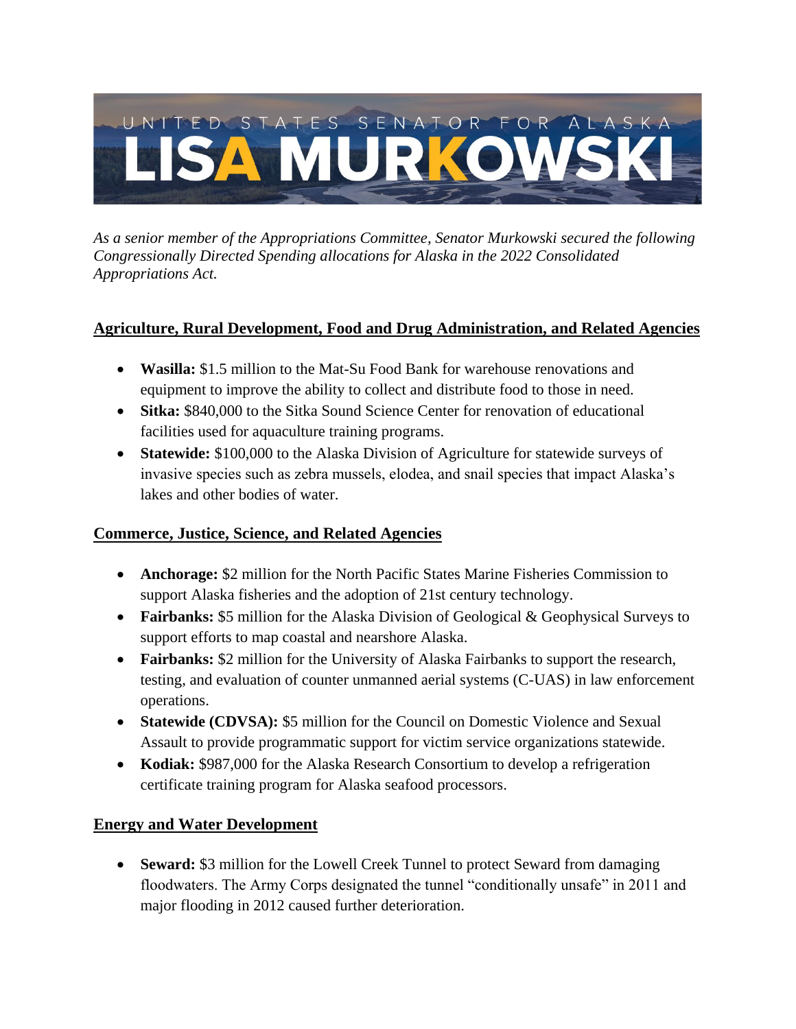UNITED STATES SENATOR FOR ALASKA

# LISA MURKOWSKI

*As a senior member of the Appropriations Committee, Senator Murkowski secured the following Congressionally Directed Spending allocations for Alaska in the 2022 Consolidated Appropriations Act.*

## Agriculture, Rural Development, Food and Drug Administration, and Related Agencies

- **Wasilla:** $1.5 million to the Mat-Su Food Bank for warehouse renovations and equipment to improve the ability to collect and distribute food to those in need.
- **Sitka:** $840,000 to the Sitka Sound Science Center for renovation of educational facilities used for aquaculture training programs.
- **Statewide:** $100,000 to the Alaska Division of Agriculture for statewide surveys of invasive species such as zebra mussels, elodea, and snail species that impact Alaska's lakes and other bodies of water.

## Commerce, Justice, Science, and Related Agencies

- **Anchorage:** $2 million for the North Pacific States Marine Fisheries Commission to support Alaska fisheries and the adoption of 21st century technology.
- **Fairbanks:** $5 million for the Alaska Division of Geological & Geophysical Surveys to support efforts to map coastal and nearshore Alaska.
- **Fairbanks:** $2 million for the University of Alaska Fairbanks to support the research, testing, and evaluation of counter unmanned aerial systems (C-UAS) in law enforcement operations.
- **Statewide (CDVSA):** $5 million for the Council on Domestic Violence and Sexual Assault to provide programmatic support for victim service organizations statewide.
- **Kodiak:** $987,000 for the Alaska Research Consortium to develop a refrigeration certificate training program for Alaska seafood processors.

## Energy and Water Development

- **Seward:** $3 million for the Lowell Creek Tunnel to protect Seward from damaging floodwaters. The Army Corps designated the tunnel "conditionally unsafe" in 2011 and major flooding in 2012 caused further deterioration.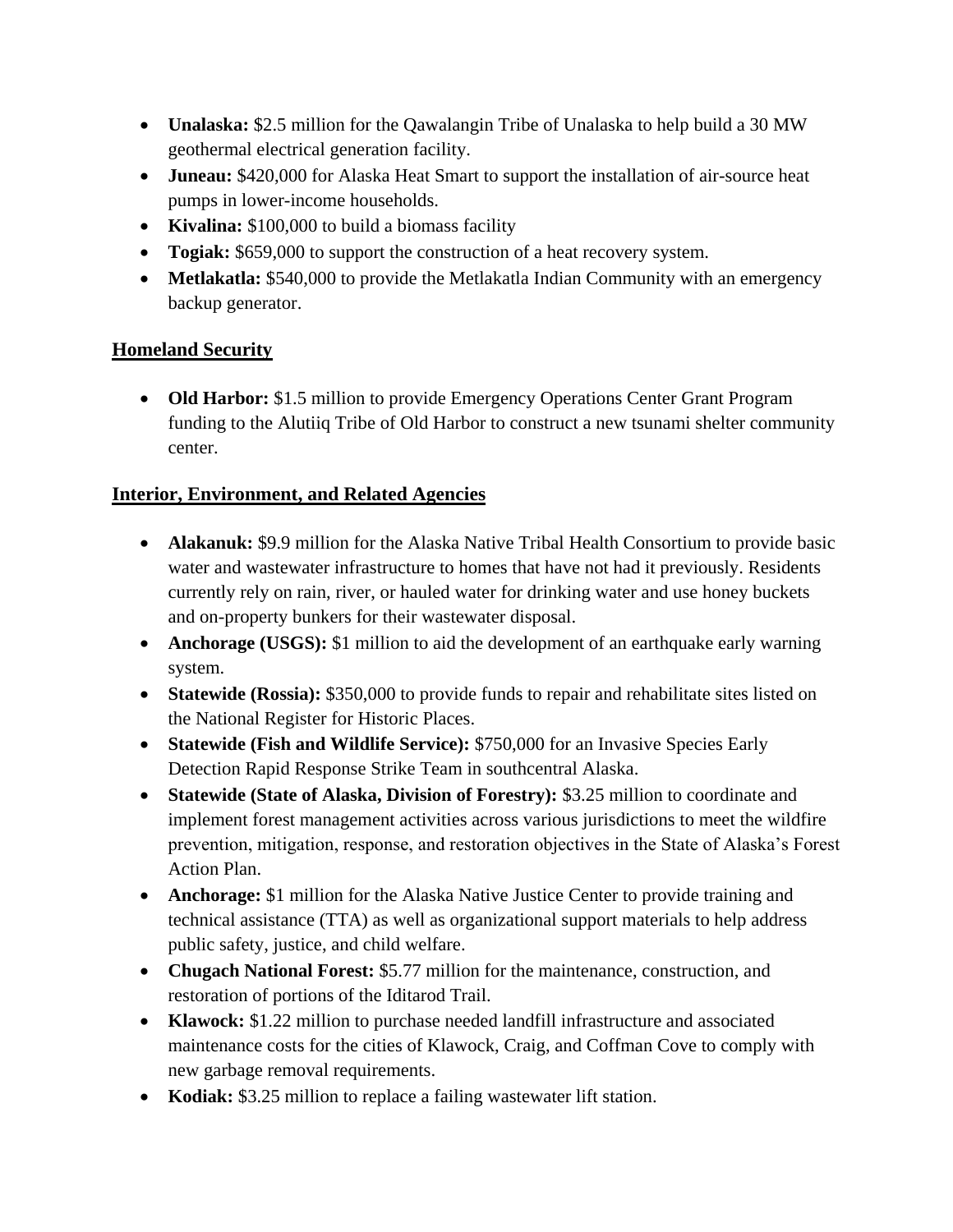- **Unalaska:** $2.5 million for the Qawalangin Tribe of Unalaska to help build a 30 MW geothermal electrical generation facility.
- **Juneau:** $420,000 for Alaska Heat Smart to support the installation of air-source heat pumps in lower-income households.
- **Kivalina:** $100,000 to build a biomass facility
- **Togiak:** $659,000 to support the construction of a heat recovery system.
- **Metlakatla:** $540,000 to provide the Metlakatla Indian Community with an emergency backup generator.

## Homeland Security

- **Old Harbor:** $1.5 million to provide Emergency Operations Center Grant Program funding to the Alutiiq Tribe of Old Harbor to construct a new tsunami shelter community center.

## Interior, Environment, and Related Agencies

- **Alakanuk:** $9.9 million for the Alaska Native Tribal Health Consortium to provide basic water and wastewater infrastructure to homes that have not had it previously. Residents currently rely on rain, river, or hauled water for drinking water and use honey buckets and on-property bunkers for their wastewater disposal.
- **Anchorage (USGS):** $1 million to aid the development of an earthquake early warning system.
- **Statewide (Rossia):** $350,000 to provide funds to repair and rehabilitate sites listed on the National Register for Historic Places.
- **Statewide (Fish and Wildlife Service):** $750,000 for an Invasive Species Early Detection Rapid Response Strike Team in southcentral Alaska.
- **Statewide (State of Alaska, Division of Forestry):** $3.25 million to coordinate and implement forest management activities across various jurisdictions to meet the wildfire prevention, mitigation, response, and restoration objectives in the State of Alaska's Forest Action Plan.
- **Anchorage:** $1 million for the Alaska Native Justice Center to provide training and technical assistance (TTA) as well as organizational support materials to help address public safety, justice, and child welfare.
- **Chugach National Forest:** $5.77 million for the maintenance, construction, and restoration of portions of the Iditarod Trail.
- **Klawock:** $1.22 million to purchase needed landfill infrastructure and associated maintenance costs for the cities of Klawock, Craig, and Coffman Cove to comply with new garbage removal requirements.
- **Kodiak:** $3.25 million to replace a failing wastewater lift station.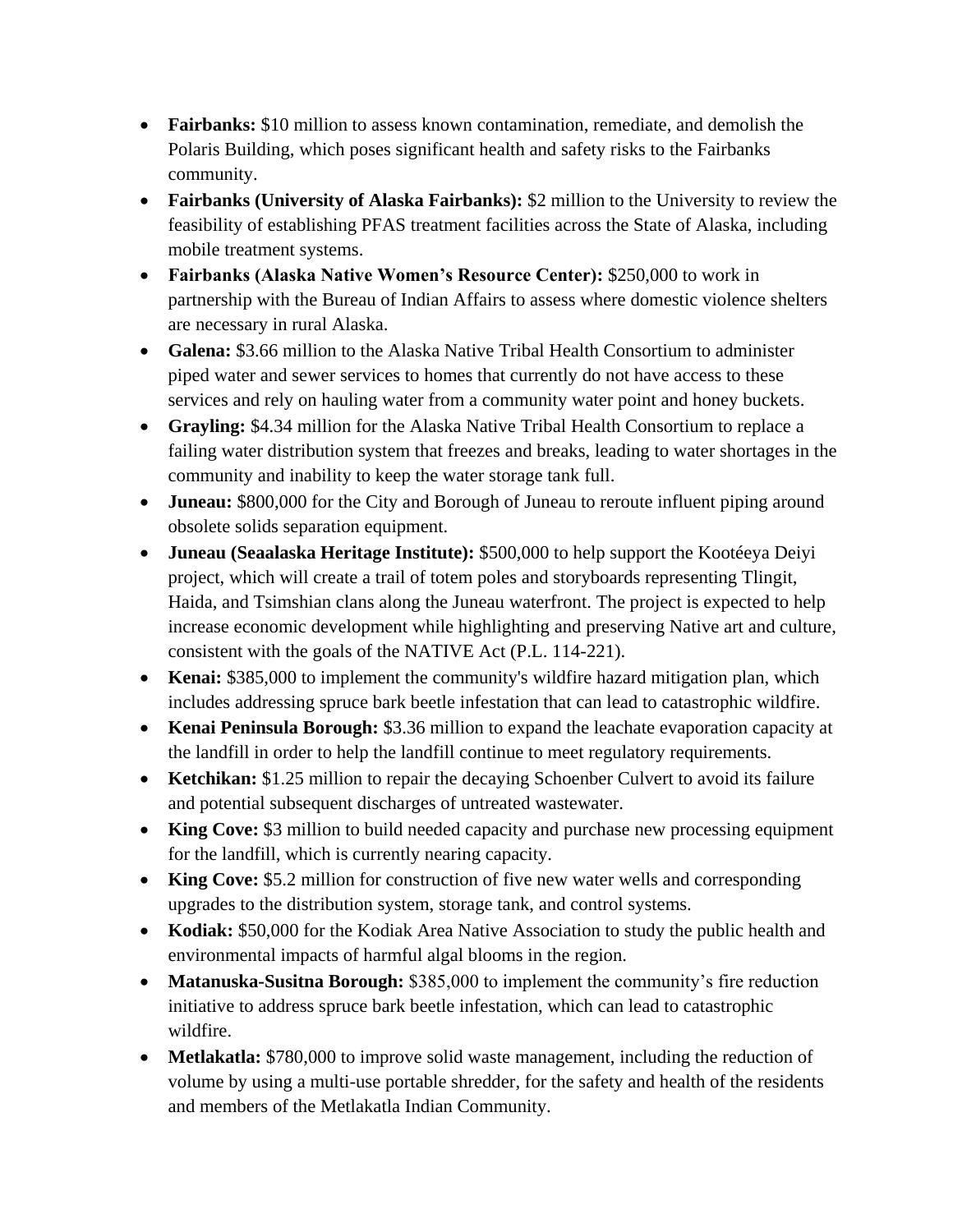- **Fairbanks:** $10 million to assess known contamination, remediate, and demolish the Polaris Building, which poses significant health and safety risks to the Fairbanks community.
- **Fairbanks (University of Alaska Fairbanks):** $2 million to the University to review the feasibility of establishing PFAS treatment facilities across the State of Alaska, including mobile treatment systems.
- **Fairbanks (Alaska Native Women's Resource Center):** $250,000 to work in partnership with the Bureau of Indian Affairs to assess where domestic violence shelters are necessary in rural Alaska.
- **Galena:** $3.66 million to the Alaska Native Tribal Health Consortium to administer piped water and sewer services to homes that currently do not have access to these services and rely on hauling water from a community water point and honey buckets.
- **Grayling:** $4.34 million for the Alaska Native Tribal Health Consortium to replace a failing water distribution system that freezes and breaks, leading to water shortages in the community and inability to keep the water storage tank full.
- **Juneau:** $800,000 for the City and Borough of Juneau to reroute influent piping around obsolete solids separation equipment.
- **Juneau (Seaalaska Heritage Institute):** $500,000 to help support the Kootéeya Deiyi project, which will create a trail of totem poles and storyboards representing Tlingit, Haida, and Tsimshian clans along the Juneau waterfront. The project is expected to help increase economic development while highlighting and preserving Native art and culture, consistent with the goals of the NATIVE Act (P.L. 114-221).
- **Kenai:** $385,000 to implement the community's wildfire hazard mitigation plan, which includes addressing spruce bark beetle infestation that can lead to catastrophic wildfire.
- **Kenai Peninsula Borough:** $3.36 million to expand the leachate evaporation capacity at the landfill in order to help the landfill continue to meet regulatory requirements.
- **Ketchikan:** $1.25 million to repair the decaying Schoenber Culvert to avoid its failure and potential subsequent discharges of untreated wastewater.
- **King Cove:** $3 million to build needed capacity and purchase new processing equipment for the landfill, which is currently nearing capacity.
- **King Cove:** $5.2 million for construction of five new water wells and corresponding upgrades to the distribution system, storage tank, and control systems.
- **Kodiak:** $50,000 for the Kodiak Area Native Association to study the public health and environmental impacts of harmful algal blooms in the region.
- **Matanuska-Susitna Borough:** $385,000 to implement the community's fire reduction initiative to address spruce bark beetle infestation, which can lead to catastrophic wildfire.
- **Metlakatla:** $780,000 to improve solid waste management, including the reduction of volume by using a multi-use portable shredder, for the safety and health of the residents and members of the Metlakatla Indian Community.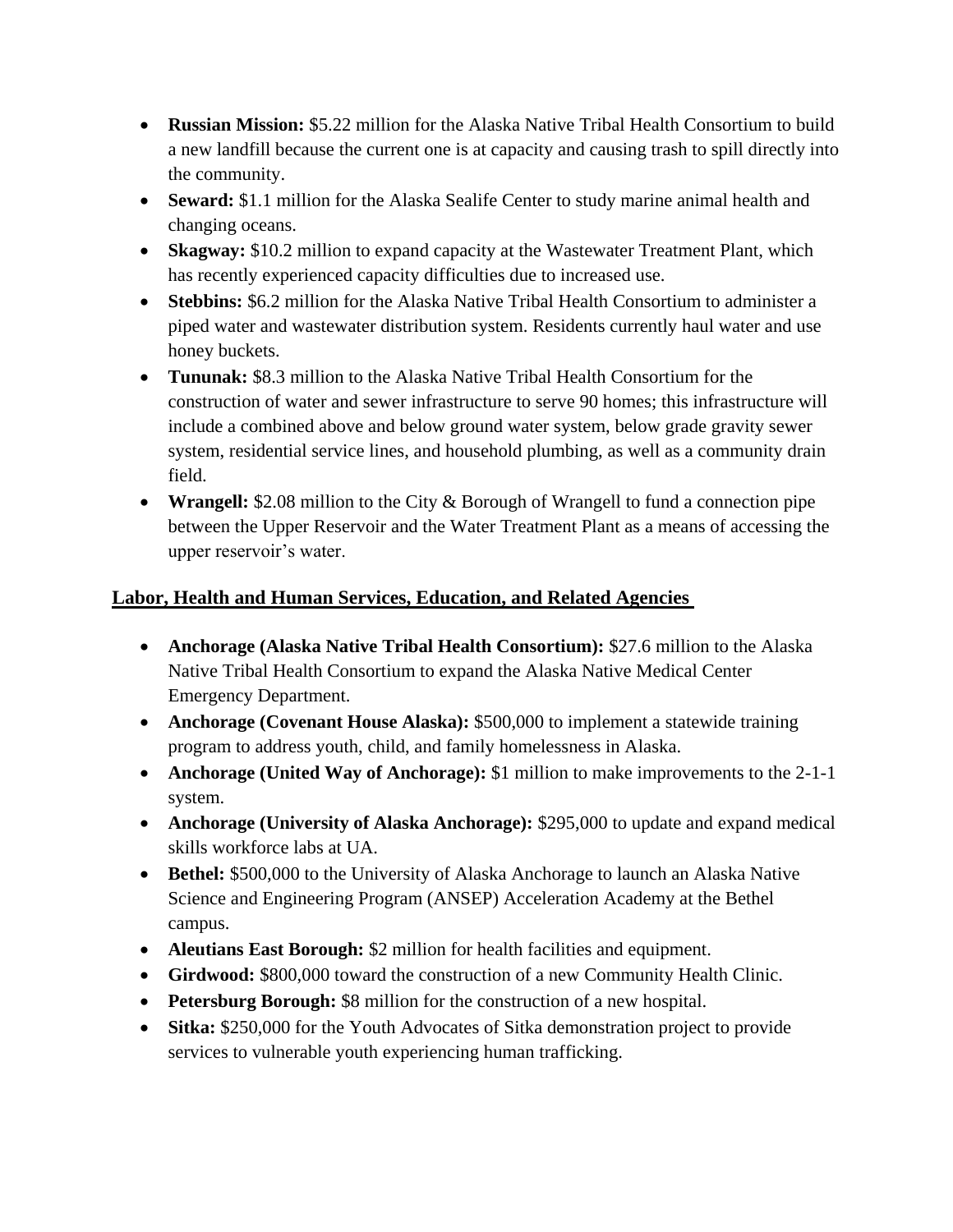- **Russian Mission:** $5.22 million for the Alaska Native Tribal Health Consortium to build a new landfill because the current one is at capacity and causing trash to spill directly into the community.
- **Seward:** $1.1 million for the Alaska Sealife Center to study marine animal health and changing oceans.
- **Skagway:** $10.2 million to expand capacity at the Wastewater Treatment Plant, which has recently experienced capacity difficulties due to increased use.
- **Stebbins:** $6.2 million for the Alaska Native Tribal Health Consortium to administer a piped water and wastewater distribution system. Residents currently haul water and use honey buckets.
- **Tununak:** $8.3 million to the Alaska Native Tribal Health Consortium for the construction of water and sewer infrastructure to serve 90 homes; this infrastructure will include a combined above and below ground water system, below grade gravity sewer system, residential service lines, and household plumbing, as well as a community drain field.
- **Wrangell:** $2.08 million to the City & Borough of Wrangell to fund a connection pipe between the Upper Reservoir and the Water Treatment Plant as a means of accessing the upper reservoir's water.

## Labor, Health and Human Services, Education, and Related Agencies

- **Anchorage (Alaska Native Tribal Health Consortium):** $27.6 million to the Alaska Native Tribal Health Consortium to expand the Alaska Native Medical Center Emergency Department.
- **Anchorage (Covenant House Alaska):** $500,000 to implement a statewide training program to address youth, child, and family homelessness in Alaska.
- **Anchorage (United Way of Anchorage):** $1 million to make improvements to the 2-1-1 system.
- **Anchorage (University of Alaska Anchorage):** $295,000 to update and expand medical skills workforce labs at UA.
- **Bethel:** $500,000 to the University of Alaska Anchorage to launch an Alaska Native Science and Engineering Program (ANSEP) Acceleration Academy at the Bethel campus.
- **Aleutians East Borough:** $2 million for health facilities and equipment.
- **Girdwood:** $800,000 toward the construction of a new Community Health Clinic.
- **Petersburg Borough:** $8 million for the construction of a new hospital.
- **Sitka:** $250,000 for the Youth Advocates of Sitka demonstration project to provide services to vulnerable youth experiencing human trafficking.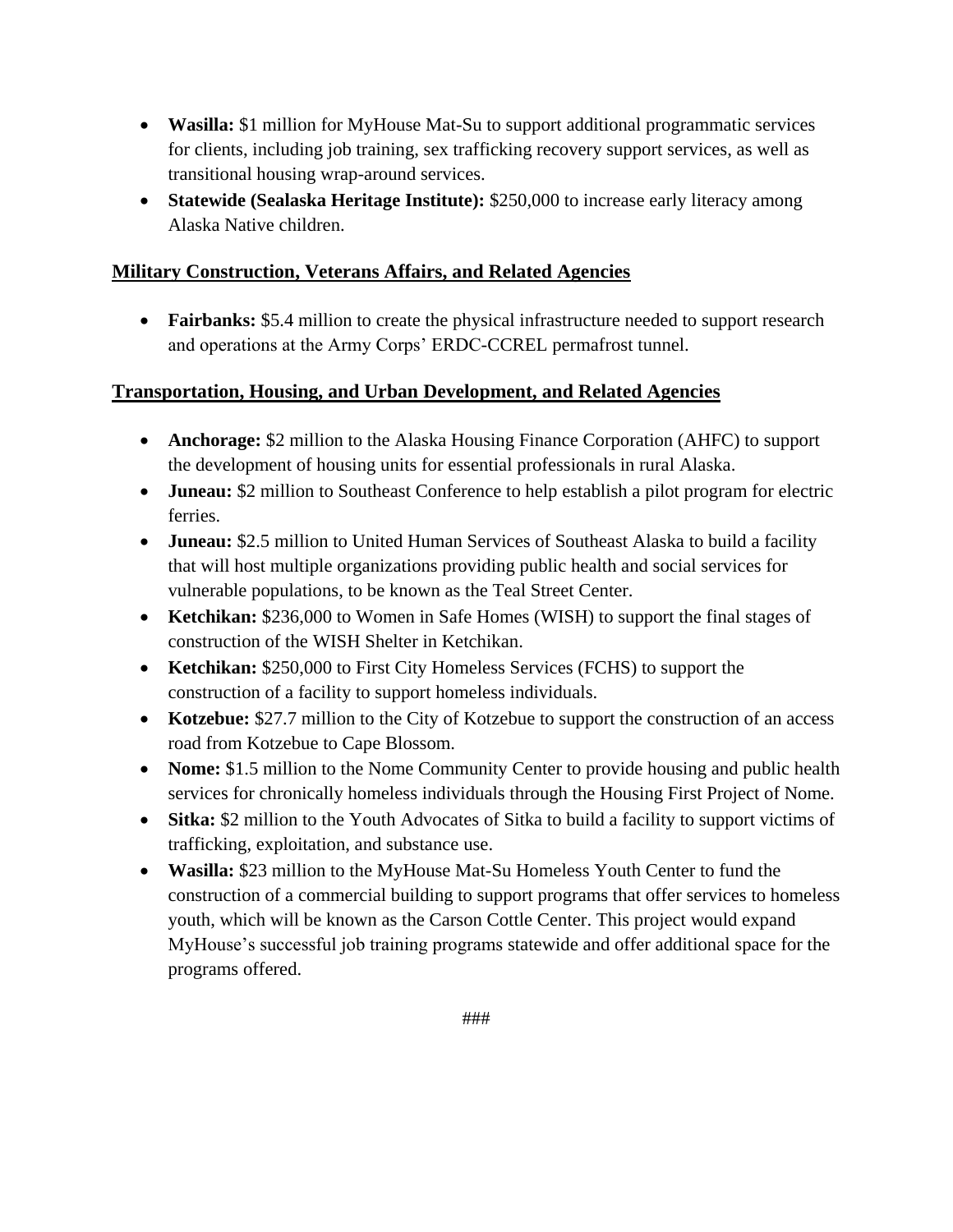- **Wasilla:** $1 million for MyHouse Mat-Su to support additional programmatic services for clients, including job training, sex trafficking recovery support services, as well as transitional housing wrap-around services.
- **Statewide (Sealaska Heritage Institute):** $250,000 to increase early literacy among Alaska Native children.

## Military Construction, Veterans Affairs, and Related Agencies

- **Fairbanks:** $5.4 million to create the physical infrastructure needed to support research and operations at the Army Corps' ERDC-CCREL permafrost tunnel.

## Transportation, Housing, and Urban Development, and Related Agencies

- **Anchorage:** $2 million to the Alaska Housing Finance Corporation (AHFC) to support the development of housing units for essential professionals in rural Alaska.
- **Juneau:** $2 million to Southeast Conference to help establish a pilot program for electric ferries.
- **Juneau:** $2.5 million to United Human Services of Southeast Alaska to build a facility that will host multiple organizations providing public health and social services for vulnerable populations, to be known as the Teal Street Center.
- **Ketchikan:** $236,000 to Women in Safe Homes (WISH) to support the final stages of construction of the WISH Shelter in Ketchikan.
- **Ketchikan:** $250,000 to First City Homeless Services (FCHS) to support the construction of a facility to support homeless individuals.
- **Kotzebue:** $27.7 million to the City of Kotzebue to support the construction of an access road from Kotzebue to Cape Blossom.
- **Nome:** $1.5 million to the Nome Community Center to provide housing and public health services for chronically homeless individuals through the Housing First Project of Nome.
- **Sitka:** $2 million to the Youth Advocates of Sitka to build a facility to support victims of trafficking, exploitation, and substance use.
- **Wasilla:** $23 million to the MyHouse Mat-Su Homeless Youth Center to fund the construction of a commercial building to support programs that offer services to homeless youth, which will be known as the Carson Cottle Center. This project would expand MyHouse's successful job training programs statewide and offer additional space for the programs offered.

###